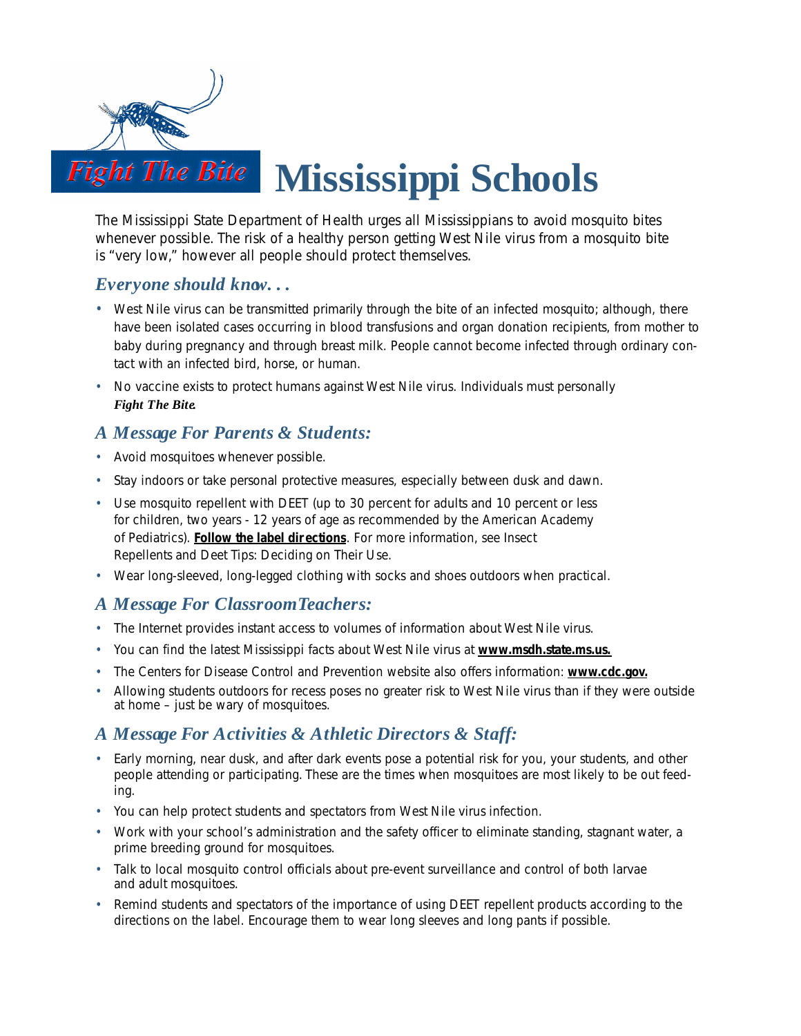*Fight The Bite*

# Mississippi Schools

The Mississippi State Department of Health urges all Mississippians to avoid mosquito bites whenever possible. The risk of a healthy person getting West Nile virus from a mosquito bite is "very low," however all people should protect themselves.

## *Everyone should know. . .*

- West Nile virus can be transmitted primarily through the bite of an infected mosquito; although, there have been isolated cases occurring in blood transfusions and organ donation recipients, from mother to baby during pregnancy and through breast milk. People cannot become infected through ordinary contact with an infected bird, horse, or human.
- No vaccine exists to protect humans against West Nile virus. Individuals must personally ***Fight The Bite.***

## *A Message For Parents & Students:*

- Avoid mosquitoes whenever possible.
- Stay indoors or take personal protective measures, especially between dusk and dawn.
- Use mosquito repellent with DEET (up to 30 percent for adults and 10 percent or less for children, two years - 12 years of age as recommended by the American Academy of Pediatrics). **Follow the label directions**. For more information, see Insect Repellents and Deet Tips: Deciding on Their Use.
- Wear long-sleeved, long-legged clothing with socks and shoes outdoors when practical.

## *A Message For Classroom Teachers:*

- The Internet provides instant access to volumes of information about West Nile virus.
- You can find the latest Mississippi facts about West Nile virus at **www.msdh.state.ms.us.**
- The Centers for Disease Control and Prevention website also offers information: **www.cdc.gov.**
- Allowing students outdoors for recess poses no greater risk to West Nile virus than if they were outside at home – just be wary of mosquitoes.

## *A Message For Activities & Athletic Directors & Staff:*

- Early morning, near dusk, and after dark events pose a potential risk for you, your students, and other people attending or participating. These are the times when mosquitoes are most likely to be out feeding.
- You can help protect students and spectators from West Nile virus infection.
- Work with your school's administration and the safety officer to eliminate standing, stagnant water, a prime breeding ground for mosquitoes.
- Talk to local mosquito control officials about pre-event surveillance and control of both larvae and adult mosquitoes.
- Remind students and spectators of the importance of using DEET repellent products according to the directions on the label. Encourage them to wear long sleeves and long pants if possible.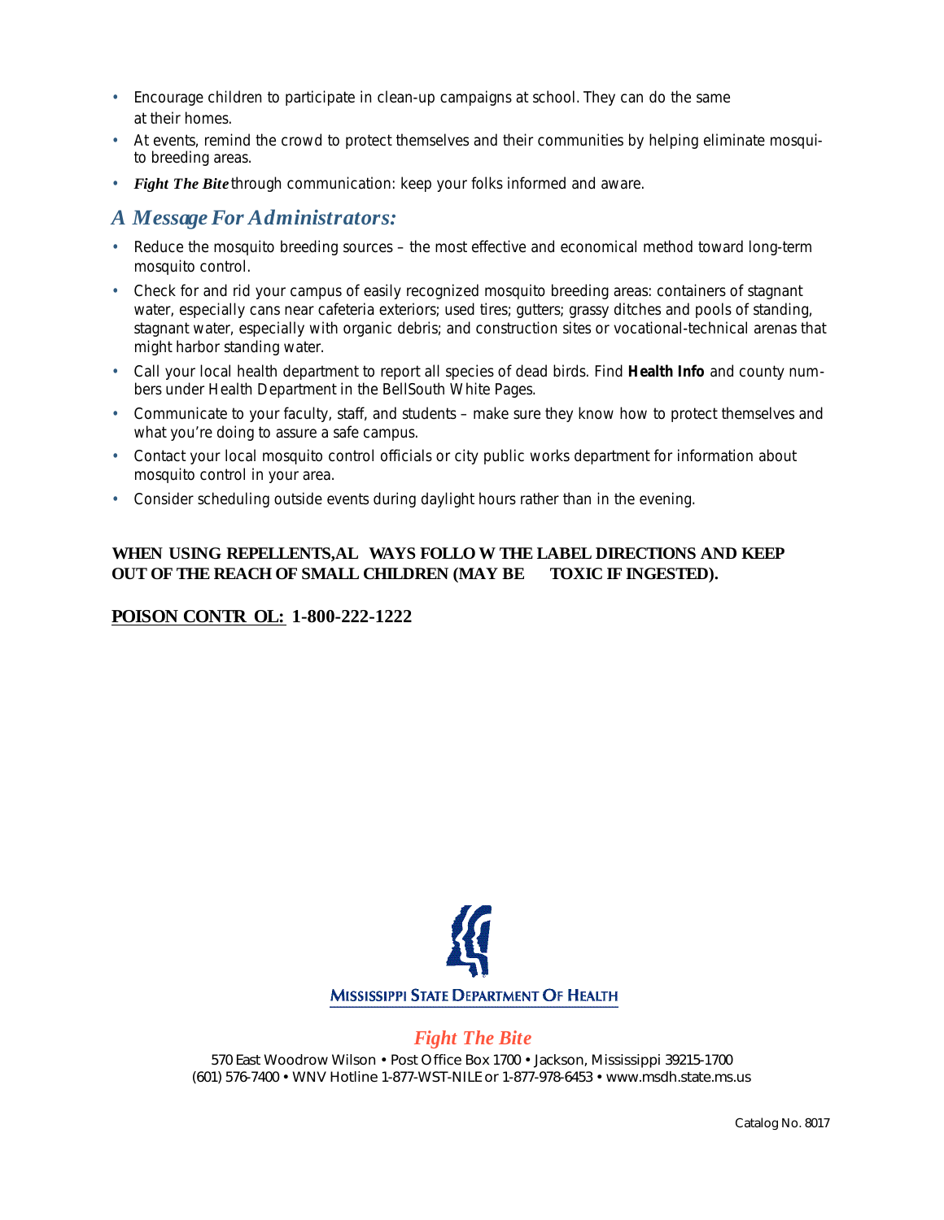- Encourage children to participate in clean-up campaigns at school. They can do the same at their homes.
- At events, remind the crowd to protect themselves and their communities by helping eliminate mosquito breeding areas.
- ***Fight The Bite*** through communication: keep your folks informed and aware.

## *A Message For Administrators:*

- Reduce the mosquito breeding sources – the most effective and economical method toward long-term mosquito control.
- Check for and rid your campus of easily recognized mosquito breeding areas: containers of stagnant water, especially cans near cafeteria exteriors; used tires; gutters; grassy ditches and pools of standing, stagnant water, especially with organic debris; and construction sites or vocational-technical arenas that might harbor standing water.
- Call your local health department to report all species of dead birds. Find **Health Info** and county numbers under Health Department in the BellSouth White Pages.
- Communicate to your faculty, staff, and students – make sure they know how to protect themselves and what you're doing to assure a safe campus.
- Contact your local mosquito control officials or city public works department for information about mosquito control in your area.
- Consider scheduling outside events during daylight hours rather than in the evening.

**WHEN USING REPELLENTS, ALWAYS FOLLOW THE LABEL DIRECTIONS AND KEEP OUT OF THE REACH OF SMALL CHILDREN (MAY BE TOXIC IF INGESTED).**

**POISON CONTROL: 1-800-222-1222**

MISSISSIPPI STATE DEPARTMENT OF HEALTH

*Fight The Bite*

570 East Woodrow Wilson • Post Office Box 1700 • Jackson, Mississippi 39215-1700
(601) 576-7400 • WNV Hotline 1-877-WST-NILE or 1-877-978-6453 • www.msdh.state.ms.us

Catalog No. 8017